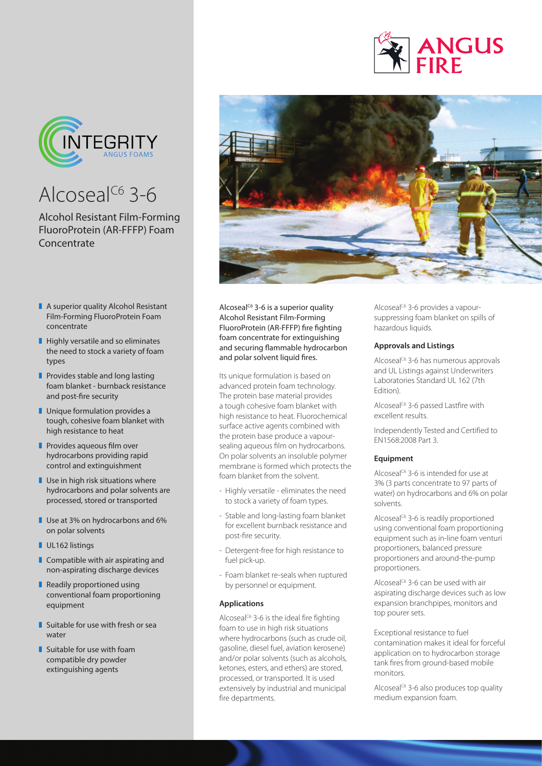ANGUS FIRE

INTEGRITY
ANGUS FOAMS

# Alcoseal$^{C6}$ 3-6

Alcohol Resistant Film-Forming FluoroProtein (AR-FFFP) Foam Concentrate

- A superior quality Alcohol Resistant Film-Forming FluoroProtein Foam concentrate
- Highly versatile and so eliminates the need to stock a variety of foam types
- Provides stable and long lasting foam blanket - burnback resistance and post-fire security
- Unique formulation provides a tough, cohesive foam blanket with high resistance to heat
- Provides aqueous film over hydrocarbons providing rapid control and extinguishment
- Use in high risk situations where hydrocarbons and polar solvents are processed, stored or transported
- Use at 3% on hydrocarbons and 6% on polar solvents
- UL162 listings
- Compatible with air aspirating and non-aspirating discharge devices
- Readily proportioned using conventional foam proportioning equipment
- Suitable for use with fresh or sea water
- Suitable for use with foam compatible dry powder extinguishing agents

Alcoseal$^{C6}$ 3-6 is a superior quality Alcohol Resistant Film-Forming FluoroProtein (AR-FFFP) fire fighting foam concentrate for extinguishing and securing flammable hydrocarbon and polar solvent liquid fires.

Its unique formulation is based on advanced protein foam technology. The protein base material provides a tough cohesive foam blanket with high resistance to heat. Fluorochemical surface active agents combined with the protein base produce a vapour-sealing aqueous film on hydrocarbons. On polar solvents an insoluble polymer membrane is formed which protects the foam blanket from the solvent.

- Highly versatile - eliminates the need to stock a variety of foam types.
- Stable and long-lasting foam blanket for excellent burnback resistance and post-fire security.
- Detergent-free for high resistance to fuel pick-up.
- Foam blanket re-seals when ruptured by personnel or equipment.

### Applications

Alcoseal$^{C6}$ 3-6 is the ideal fire fighting foam to use in high risk situations where hydrocarbons (such as crude oil, gasoline, diesel fuel, aviation kerosene) and/or polar solvents (such as alcohols, ketones, esters, and ethers) are stored, processed, or transported. It is used extensively by industrial and municipal fire departments.

Alcoseal$^{C6}$ 3-6 provides a vapour-suppressing foam blanket on spills of hazardous liquids.

### Approvals and Listings

Alcoseal$^{C6}$ 3-6 has numerous approvals and UL Listings against Underwriters Laboratories Standard UL 162 (7th Edition).

Alcoseal$^{C6}$ 3-6 passed Lastfire with excellent results.

Independently Tested and Certified to EN1568:2008 Part 3.

### Equipment

Alcoseal$^{C6}$ 3-6 is intended for use at 3% (3 parts concentrate to 97 parts of water) on hydrocarbons and 6% on polar solvents.

Alcoseal$^{C6}$ 3-6 is readily proportioned using conventional foam proportioning equipment such as in-line foam venturi proportioners, balanced pressure proportioners and around-the-pump proportioners.

Alcoseal$^{C6}$ 3-6 can be used with air aspirating discharge devices such as low expansion branchpipes, monitors and top pourer sets.

Exceptional resistance to fuel contamination makes it ideal for forceful application on to hydrocarbon storage tank fires from ground-based mobile monitors.

Alcoseal$^{C6}$ 3-6 also produces top quality medium expansion foam.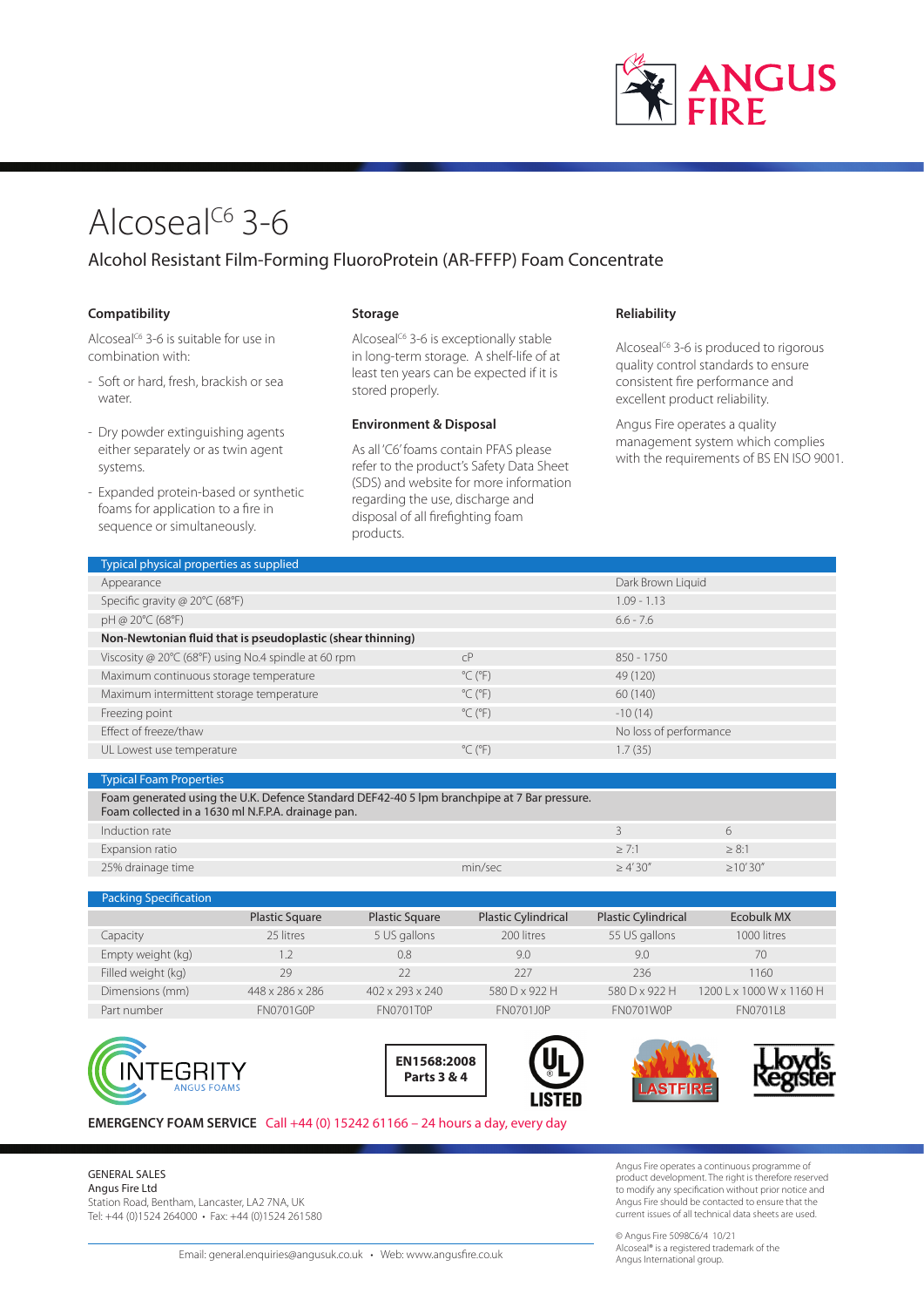# Alcoseal$^{C6}$ 3-6

## Alcohol Resistant Film-Forming FluoroProtein (AR-FFFP) Foam Concentrate

### Compatibility

Alcoseal$^{C6}$ 3-6 is suitable for use in combination with:

- Soft or hard, fresh, brackish or sea water.
- Dry powder extinguishing agents either separately or as twin agent systems.
- Expanded protein-based or synthetic foams for application to a fire in sequence or simultaneously.

### Storage

Alcoseal$^{C6}$ 3-6 is exceptionally stable in long-term storage. A shelf-life of at least ten years can be expected if it is stored properly.

### Environment & Disposal

As all 'C6' foams contain PFAS please refer to the product's Safety Data Sheet (SDS) and website for more information regarding the use, discharge and disposal of all firefighting foam products.

### Reliability

Alcoseal$^{C6}$ 3-6 is produced to rigorous quality control standards to ensure consistent fire performance and excellent product reliability.

Angus Fire operates a quality management system which complies with the requirements of BS EN ISO 9001.

| Typical physical properties as supplied | | |
|---|---|---|
| Appearance | | Dark Brown Liquid |
| Specific gravity @ 20°C (68°F) | | 1.09 - 1.13 |
| pH @ 20°C (68°F) | | 6.6 - 7.6 |
| **Non-Newtonian fluid that is pseudoplastic (shear thinning)** | | |
| Viscosity @ 20°C (68°F) using No.4 spindle at 60 rpm | cP | 850 - 1750 |
| Maximum continuous storage temperature | °C (°F) | 49 (120) |
| Maximum intermittent storage temperature | °C (°F) | 60 (140) |
| Freezing point | °C (°F) | -10 (14) |
| Effect of freeze/thaw | | No loss of performance |
| UL Lowest use temperature | °C (°F) | 1.7 (35) |

| Typical Foam Properties | | | |
|---|---|---|---|
| Foam generated using the U.K. Defence Standard DEF42-40 5 lpm branchpipe at 7 Bar pressure. Foam collected in a 1630 ml N.F.P.A. drainage pan. | | | |
| Induction rate | | 3 | 6 |
| Expansion ratio | | ≥ 7:1 | ≥ 8:1 |
| 25% drainage time | min/sec | ≥ 4' 30" | ≥10' 30" |

| Packing Specification | Plastic Square | Plastic Square | Plastic Cylindrical | Plastic Cylindrical | Ecobulk MX |
|---|---|---|---|---|---|
| Capacity | 25 litres | 5 US gallons | 200 litres | 55 US gallons | 1000 litres |
| Empty weight (kg) | 1.2 | 0.8 | 9.0 | 9.0 | 70 |
| Filled weight (kg) | 29 | 22 | 227 | 236 | 1160 |
| Dimensions (mm) | 448 x 286 x 286 | 402 x 293 x 240 | 580 D x 922 H | 580 D x 922 H | 1200 L x 1000 W x 1160 H |
| Part number | FN0701G0P | FN0701T0P | FN0701J0P | FN0701W0P | FN0701L8 |

INTEGRITY ANGUS FOAMS

EN1568:2008 Parts 3 & 4

UL LISTED

LASTFIRE

Lloyd's Register

**EMERGENCY FOAM SERVICE** Call +44 (0) 15242 61166 – 24 hours a day, every day

GENERAL SALES
Angus Fire Ltd
Station Road, Bentham, Lancaster, LA2 7NA, UK
Tel: +44 (0)1524 264000 • Fax: +44 (0)1524 261580

Email: general.enquiries@angusuk.co.uk • Web: www.angusfire.co.uk

Angus Fire operates a continuous programme of product development. The right is therefore reserved to modify any specification without prior notice and Angus Fire should be contacted to ensure that the current issues of all technical data sheets are used.

© Angus Fire 5098C6/4 10/21
Alcoseal® is a registered trademark of the Angus International group.